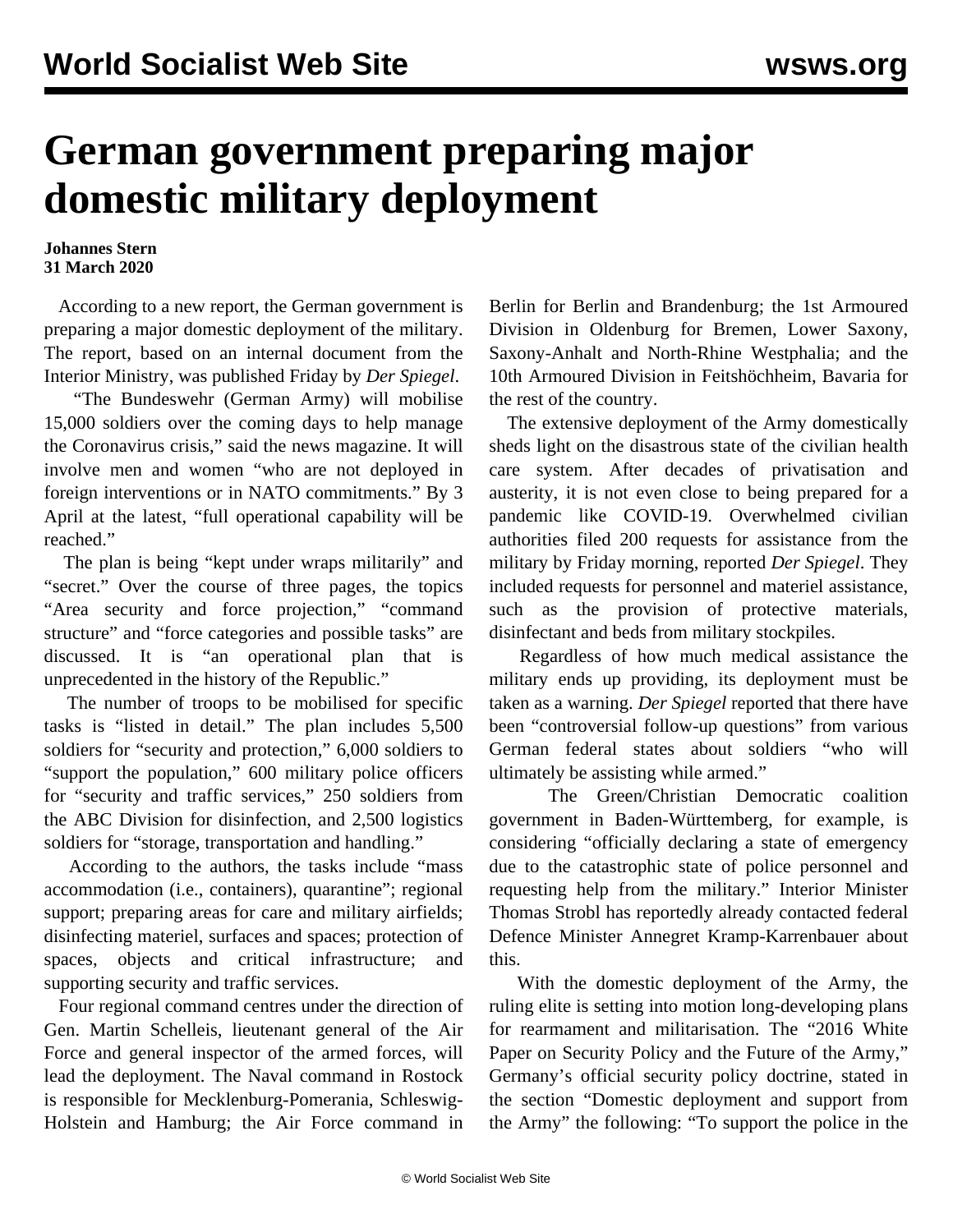# German government preparing major domestic military deployment

**Johannes Stern**
**31 March 2020**

According to a new report, the German government is preparing a major domestic deployment of the military. The report, based on an internal document from the Interior Ministry, was published Friday by *Der Spiegel*.

"The Bundeswehr (German Army) will mobilise 15,000 soldiers over the coming days to help manage the Coronavirus crisis," said the news magazine. It will involve men and women "who are not deployed in foreign interventions or in NATO commitments." By 3 April at the latest, "full operational capability will be reached."

The plan is being "kept under wraps militarily" and "secret." Over the course of three pages, the topics "Area security and force projection," "command structure" and "force categories and possible tasks" are discussed. It is "an operational plan that is unprecedented in the history of the Republic."

The number of troops to be mobilised for specific tasks is "listed in detail." The plan includes 5,500 soldiers for "security and protection," 6,000 soldiers to "support the population," 600 military police officers for "security and traffic services," 250 soldiers from the ABC Division for disinfection, and 2,500 logistics soldiers for "storage, transportation and handling."

According to the authors, the tasks include "mass accommodation (i.e., containers), quarantine"; regional support; preparing areas for care and military airfields; disinfecting materiel, surfaces and spaces; protection of spaces, objects and critical infrastructure; and supporting security and traffic services.

Four regional command centres under the direction of Gen. Martin Schelleis, lieutenant general of the Air Force and general inspector of the armed forces, will lead the deployment. The Naval command in Rostock is responsible for Mecklenburg-Pomerania, Schleswig-Holstein and Hamburg; the Air Force command in Berlin for Berlin and Brandenburg; the 1st Armoured Division in Oldenburg for Bremen, Lower Saxony, Saxony-Anhalt and North-Rhine Westphalia; and the 10th Armoured Division in Feitshöchheim, Bavaria for the rest of the country.

The extensive deployment of the Army domestically sheds light on the disastrous state of the civilian health care system. After decades of privatisation and austerity, it is not even close to being prepared for a pandemic like COVID-19. Overwhelmed civilian authorities filed 200 requests for assistance from the military by Friday morning, reported *Der Spiegel*. They included requests for personnel and materiel assistance, such as the provision of protective materials, disinfectant and beds from military stockpiles.

Regardless of how much medical assistance the military ends up providing, its deployment must be taken as a warning. *Der Spiegel* reported that there have been "controversial follow-up questions" from various German federal states about soldiers "who will ultimately be assisting while armed."

The Green/Christian Democratic coalition government in Baden-Württemberg, for example, is considering "officially declaring a state of emergency due to the catastrophic state of police personnel and requesting help from the military." Interior Minister Thomas Strobl has reportedly already contacted federal Defence Minister Annegret Kramp-Karrenbauer about this.

With the domestic deployment of the Army, the ruling elite is setting into motion long-developing plans for rearmament and militarisation. The "2016 White Paper on Security Policy and the Future of the Army," Germany's official security policy doctrine, stated in the section "Domestic deployment and support from the Army" the following: "To support the police in the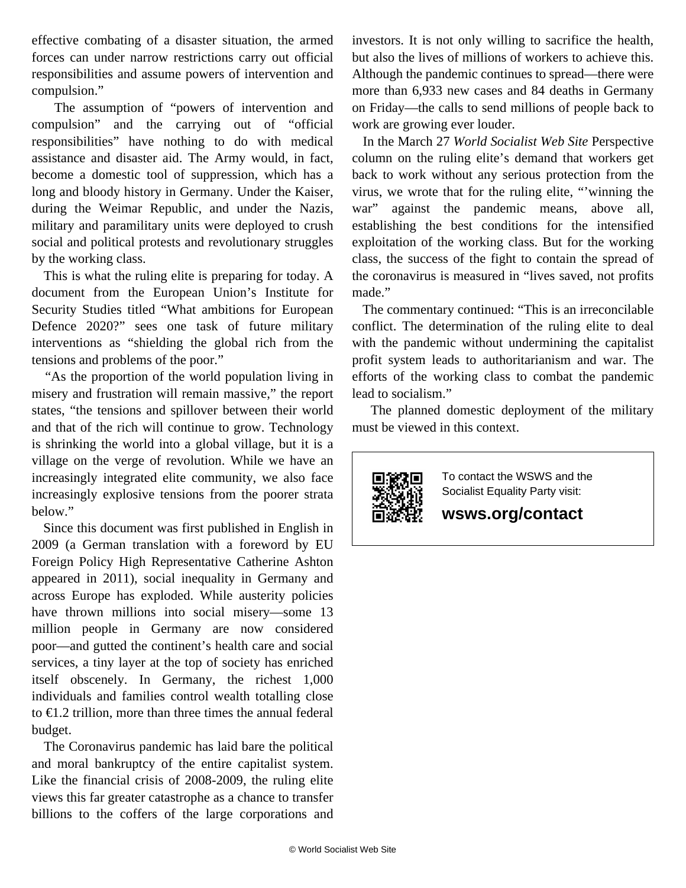effective combating of a disaster situation, the armed forces can under narrow restrictions carry out official responsibilities and assume powers of intervention and compulsion."

The assumption of "powers of intervention and compulsion" and the carrying out of "official responsibilities" have nothing to do with medical assistance and disaster aid. The Army would, in fact, become a domestic tool of suppression, which has a long and bloody history in Germany. Under the Kaiser, during the Weimar Republic, and under the Nazis, military and paramilitary units were deployed to crush social and political protests and revolutionary struggles by the working class.

This is what the ruling elite is preparing for today. A document from the European Union's Institute for Security Studies titled "What ambitions for European Defence 2020?" sees one task of future military interventions as "shielding the global rich from the tensions and problems of the poor."

"As the proportion of the world population living in misery and frustration will remain massive," the report states, "the tensions and spillover between their world and that of the rich will continue to grow. Technology is shrinking the world into a global village, but it is a village on the verge of revolution. While we have an increasingly integrated elite community, we also face increasingly explosive tensions from the poorer strata below."

Since this document was first published in English in 2009 (a German translation with a foreword by EU Foreign Policy High Representative Catherine Ashton appeared in 2011), social inequality in Germany and across Europe has exploded. While austerity policies have thrown millions into social misery—some 13 million people in Germany are now considered poor—and gutted the continent's health care and social services, a tiny layer at the top of society has enriched itself obscenely. In Germany, the richest 1,000 individuals and families control wealth totalling close to €1.2 trillion, more than three times the annual federal budget.

The Coronavirus pandemic has laid bare the political and moral bankruptcy of the entire capitalist system. Like the financial crisis of 2008-2009, the ruling elite views this far greater catastrophe as a chance to transfer billions to the coffers of the large corporations and investors. It is not only willing to sacrifice the health, but also the lives of millions of workers to achieve this. Although the pandemic continues to spread—there were more than 6,933 new cases and 84 deaths in Germany on Friday—the calls to send millions of people back to work are growing ever louder.

In the March 27 *World Socialist Web Site* Perspective column on the ruling elite's demand that workers get back to work without any serious protection from the virus, we wrote that for the ruling elite, "'winning the war" against the pandemic means, above all, establishing the best conditions for the intensified exploitation of the working class. But for the working class, the success of the fight to contain the spread of the coronavirus is measured in "lives saved, not profits made."

The commentary continued: "This is an irreconcilable conflict. The determination of the ruling elite to deal with the pandemic without undermining the capitalist profit system leads to authoritarianism and war. The efforts of the working class to combat the pandemic lead to socialism."

The planned domestic deployment of the military must be viewed in this context.

To contact the WSWS and the Socialist Equality Party visit:

**wsws.org/contact**